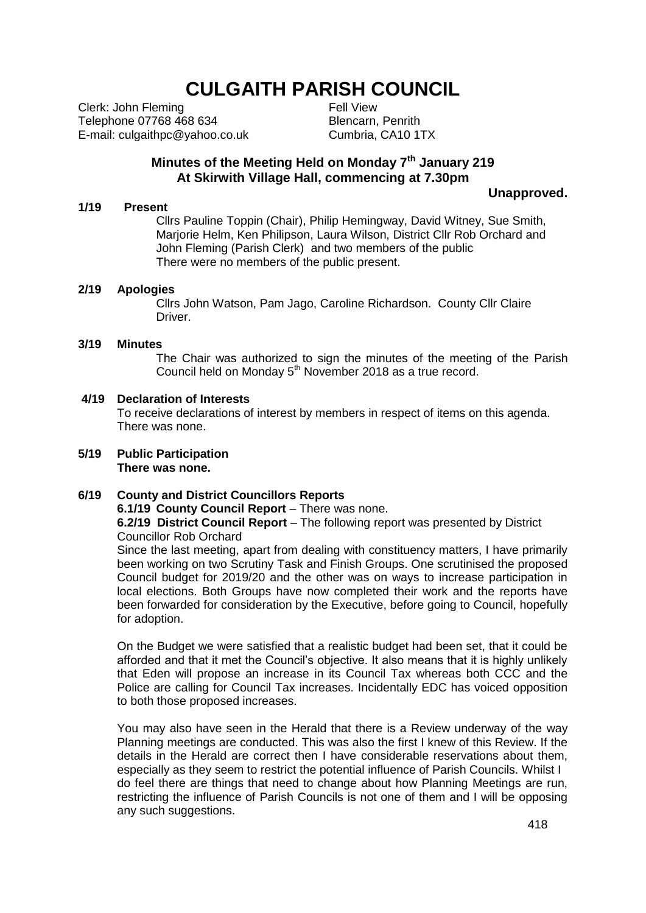# CULGAITH PARISH COUNCIL

Clerk: John Fleming
Telephone 07768 468 634
E-mail: culgaithpc@yahoo.co.uk

Fell View
Blencarn, Penrith
Cumbria, CA10 1TX

## Minutes of the Meeting Held on Monday 7th January 219 At Skirwith Village Hall, commencing at 7.30pm

**Unapproved.**

**1/19 Present**

Cllrs Pauline Toppin (Chair), Philip Hemingway, David Witney, Sue Smith, Marjorie Helm, Ken Philipson, Laura Wilson, District Cllr Rob Orchard and John Fleming (Parish Clerk) and two members of the public
There were no members of the public present.

**2/19 Apologies**

Cllrs John Watson, Pam Jago, Caroline Richardson. County Cllr Claire Driver.

**3/19 Minutes**

The Chair was authorized to sign the minutes of the meeting of the Parish Council held on Monday 5th November 2018 as a true record.

**4/19 Declaration of Interests**

To receive declarations of interest by members in respect of items on this agenda.
There was none.

**5/19 Public Participation**
**There was none.**

**6/19 County and District Councillors Reports**

**6.1/19 County Council Report** – There was none.

**6.2/19 District Council Report** – The following report was presented by District Councillor Rob Orchard

Since the last meeting, apart from dealing with constituency matters, I have primarily been working on two Scrutiny Task and Finish Groups. One scrutinised the proposed Council budget for 2019/20 and the other was on ways to increase participation in local elections. Both Groups have now completed their work and the reports have been forwarded for consideration by the Executive, before going to Council, hopefully for adoption.

On the Budget we were satisfied that a realistic budget had been set, that it could be afforded and that it met the Council's objective. It also means that it is highly unlikely that Eden will propose an increase in its Council Tax whereas both CCC and the Police are calling for Council Tax increases. Incidentally EDC has voiced opposition to both those proposed increases.

You may also have seen in the Herald that there is a Review underway of the way Planning meetings are conducted. This was also the first I knew of this Review. If the details in the Herald are correct then I have considerable reservations about them, especially as they seem to restrict the potential influence of Parish Councils. Whilst I do feel there are things that need to change about how Planning Meetings are run, restricting the influence of Parish Councils is not one of them and I will be opposing any such suggestions.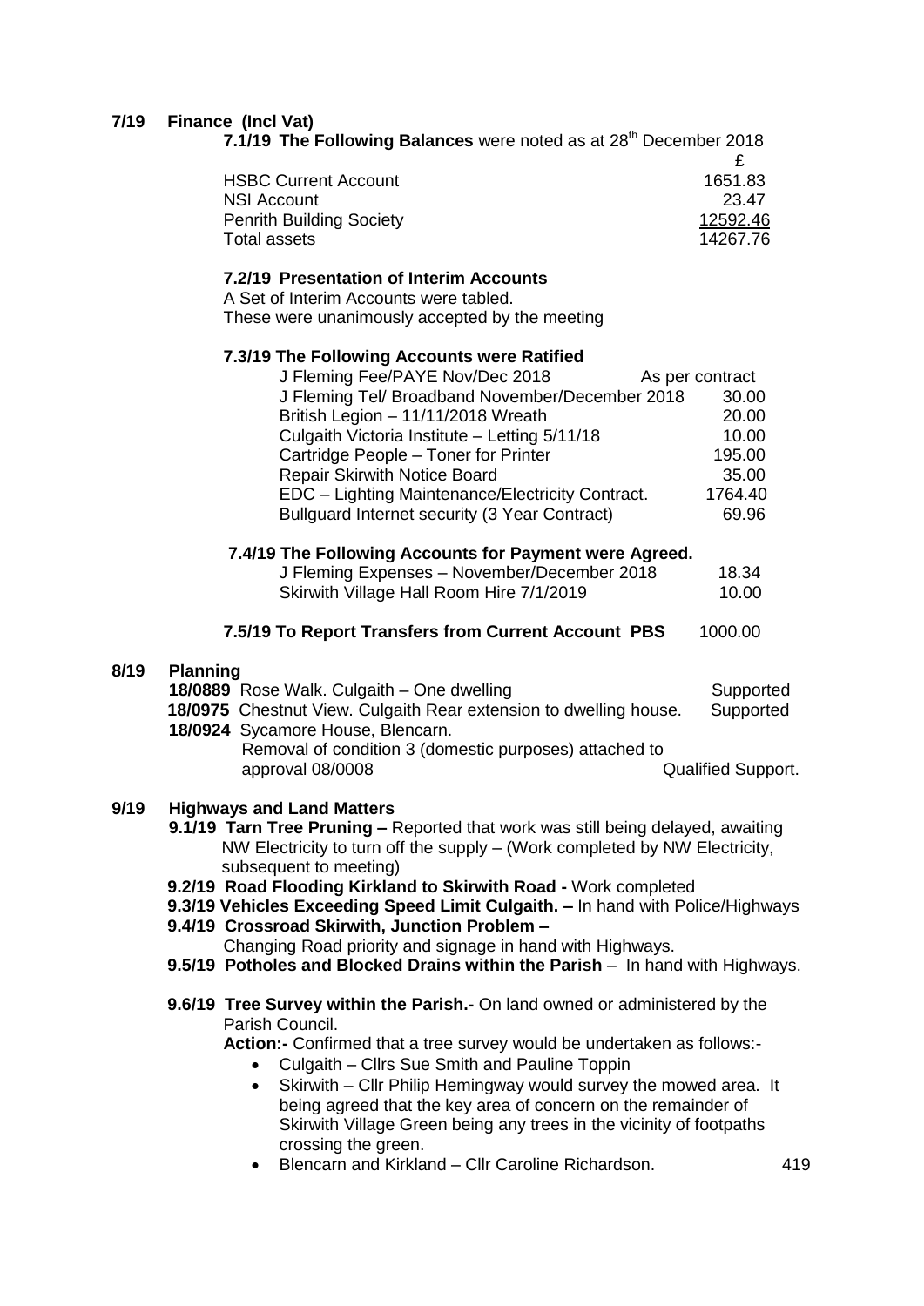## 7/19 Finance (Incl Vat)

**7.1/19 The Following Balances** were noted as at 28th December 2018

| | £ |
|---|---|
| HSBC Current Account | 1651.83 |
| NSI Account | 23.47 |
| Penrith Building Society | 12592.46 |
| Total assets | 14267.76 |

**7.2/19 Presentation of Interim Accounts**

A Set of Interim Accounts were tabled.
These were unanimously accepted by the meeting

**7.3/19 The Following Accounts were Ratified**

| | |
|---|---|
| J Fleming Fee/PAYE Nov/Dec 2018 | As per contract |
| J Fleming Tel/ Broadband November/December 2018 | 30.00 |
| British Legion – 11/11/2018 Wreath | 20.00 |
| Culgaith Victoria Institute – Letting 5/11/18 | 10.00 |
| Cartridge People – Toner for Printer | 195.00 |
| Repair Skirwith Notice Board | 35.00 |
| EDC – Lighting Maintenance/Electricity Contract. | 1764.40 |
| Bullguard Internet security (3 Year Contract) | 69.96 |

**7.4/19 The Following Accounts for Payment were Agreed.**

| | |
|---|---|
| J Fleming Expenses – November/December 2018 | 18.34 |
| Skirwith Village Hall Room Hire 7/1/2019 | 10.00 |

**7.5/19 To Report Transfers from Current Account PBS** 1000.00

## 8/19 Planning

| | | |
|---|---|---|
| **18/0889** | Rose Walk. Culgaith – One dwelling | Supported |
| **18/0975** | Chestnut View. Culgaith Rear extension to dwelling house. | Supported |
| **18/0924** | Sycamore House, Blencarn. Removal of condition 3 (domestic purposes) attached to approval 08/0008 | Qualified Support. |

## 9/19 Highways and Land Matters

**9.1/19 Tarn Tree Pruning –** Reported that work was still being delayed, awaiting NW Electricity to turn off the supply – (Work completed by NW Electricity, subsequent to meeting)

**9.2/19 Road Flooding Kirkland to Skirwith Road -** Work completed

**9.3/19 Vehicles Exceeding Speed Limit Culgaith. –** In hand with Police/Highways

**9.4/19 Crossroad Skirwith, Junction Problem –**
Changing Road priority and signage in hand with Highways.

**9.5/19 Potholes and Blocked Drains within the Parish** – In hand with Highways.

**9.6/19 Tree Survey within the Parish.-** On land owned or administered by the Parish Council.

**Action:-** Confirmed that a tree survey would be undertaken as follows:-

- Culgaith – Cllrs Sue Smith and Pauline Toppin
- Skirwith – Cllr Philip Hemingway would survey the mowed area. It being agreed that the key area of concern on the remainder of Skirwith Village Green being any trees in the vicinity of footpaths crossing the green.
- Blencarn and Kirkland – Cllr Caroline Richardson.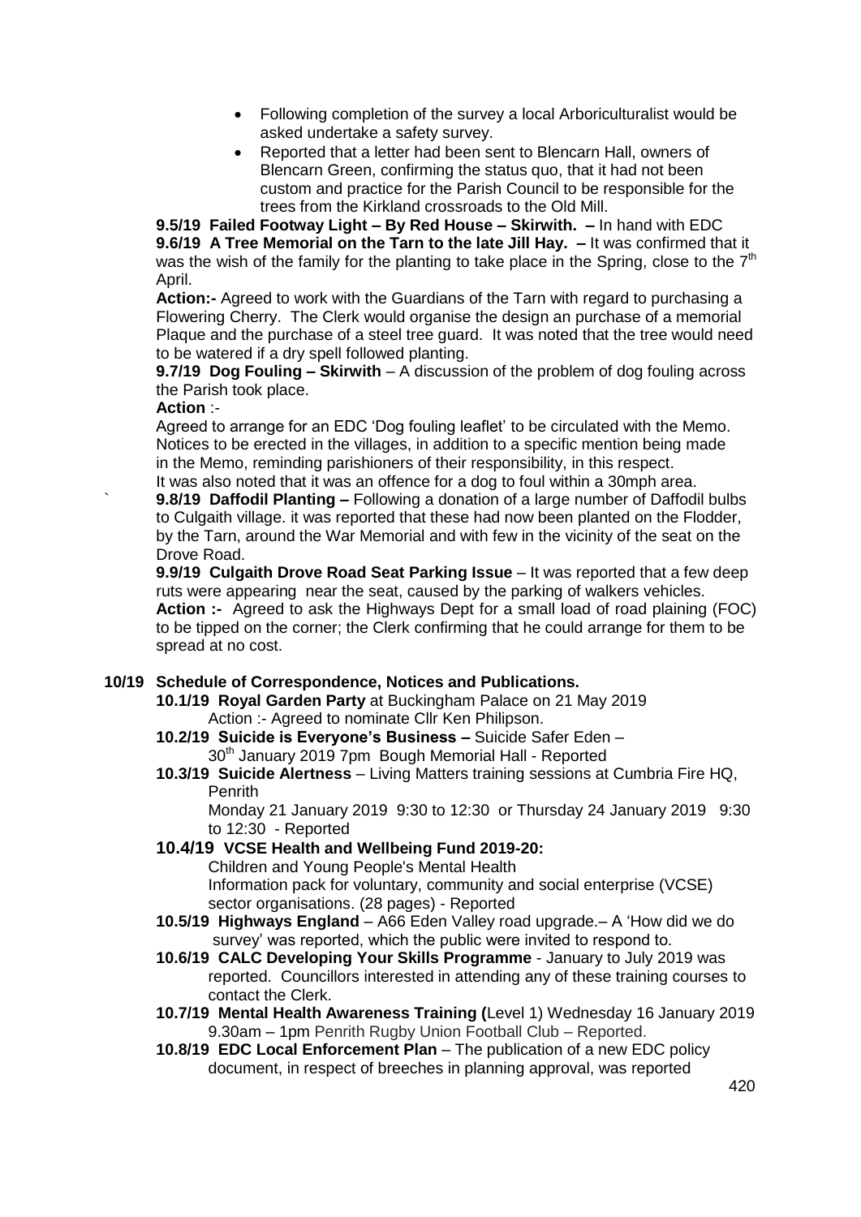- Following completion of the survey a local Arboriculturalist would be asked undertake a safety survey.
- Reported that a letter had been sent to Blencarn Hall, owners of Blencarn Green, confirming the status quo, that it had not been custom and practice for the Parish Council to be responsible for the trees from the Kirkland crossroads to the Old Mill.

**9.5/19 Failed Footway Light – By Red House – Skirwith. –** In hand with EDC

**9.6/19 A Tree Memorial on the Tarn to the late Jill Hay. –** It was confirmed that it was the wish of the family for the planting to take place in the Spring, close to the 7th April.

**Action:-** Agreed to work with the Guardians of the Tarn with regard to purchasing a Flowering Cherry. The Clerk would organise the design an purchase of a memorial Plaque and the purchase of a steel tree guard. It was noted that the tree would need to be watered if a dry spell followed planting.

**9.7/19 Dog Fouling – Skirwith** – A discussion of the problem of dog fouling across the Parish took place.

**Action** :-

Agreed to arrange for an EDC 'Dog fouling leaflet' to be circulated with the Memo. Notices to be erected in the villages, in addition to a specific mention being made in the Memo, reminding parishioners of their responsibility, in this respect. It was also noted that it was an offence for a dog to foul within a 30mph area.

**9.8/19 Daffodil Planting –** Following a donation of a large number of Daffodil bulbs to Culgaith village. it was reported that these had now been planted on the Flodder, by the Tarn, around the War Memorial and with few in the vicinity of the seat on the Drove Road.

**9.9/19 Culgaith Drove Road Seat Parking Issue** – It was reported that a few deep ruts were appearing near the seat, caused by the parking of walkers vehicles.

**Action :-** Agreed to ask the Highways Dept for a small load of road plaining (FOC) to be tipped on the corner; the Clerk confirming that he could arrange for them to be spread at no cost.

## 10/19 Schedule of Correspondence, Notices and Publications.

**10.1/19 Royal Garden Party** at Buckingham Palace on 21 May 2019
Action :- Agreed to nominate Cllr Ken Philipson.

**10.2/19 Suicide is Everyone's Business –** Suicide Safer Eden –
30th January 2019 7pm Bough Memorial Hall - Reported

**10.3/19 Suicide Alertness** – Living Matters training sessions at Cumbria Fire HQ, Penrith
Monday 21 January 2019 9:30 to 12:30 or Thursday 24 January 2019 9:30 to 12:30 - Reported

**10.4/19 VCSE Health and Wellbeing Fund 2019-20:**
Children and Young People's Mental Health
Information pack for voluntary, community and social enterprise (VCSE) sector organisations. (28 pages) - Reported

**10.5/19 Highways England** – A66 Eden Valley road upgrade.– A 'How did we do survey' was reported, which the public were invited to respond to.

**10.6/19 CALC Developing Your Skills Programme** - January to July 2019 was reported. Councillors interested in attending any of these training courses to contact the Clerk.

**10.7/19 Mental Health Awareness Training (**Level 1) Wednesday 16 January 2019 9.30am – 1pm Penrith Rugby Union Football Club – Reported.

**10.8/19 EDC Local Enforcement Plan** – The publication of a new EDC policy document, in respect of breeches in planning approval, was reported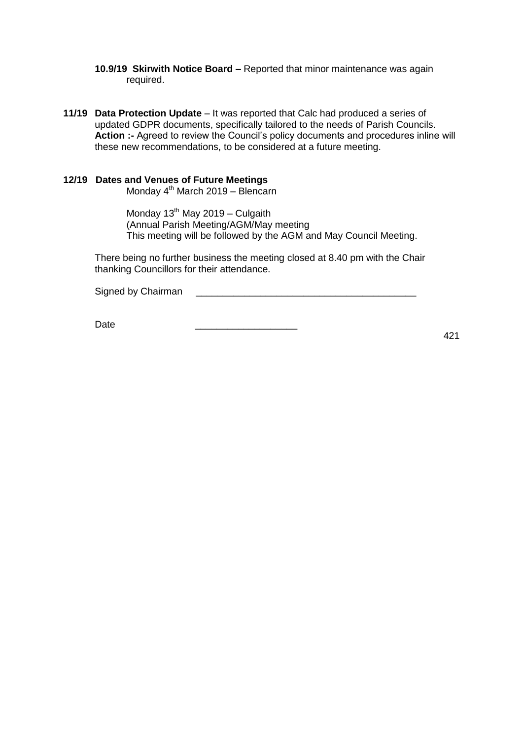**10.9/19 Skirwith Notice Board –** Reported that minor maintenance was again required.

**11/19 Data Protection Update** – It was reported that Calc had produced a series of updated GDPR documents, specifically tailored to the needs of Parish Councils. **Action :-** Agreed to review the Council's policy documents and procedures inline will these new recommendations, to be considered at a future meeting.

**12/19 Dates and Venues of Future Meetings**

Monday 4th March 2019 – Blencarn

Monday 13th May 2019 – Culgaith
(Annual Parish Meeting/AGM/May meeting
This meeting will be followed by the AGM and May Council Meeting.

There being no further business the meeting closed at 8.40 pm with the Chair thanking Councillors for their attendance.

Signed by Chairman ___________________________________________

Date ___________________